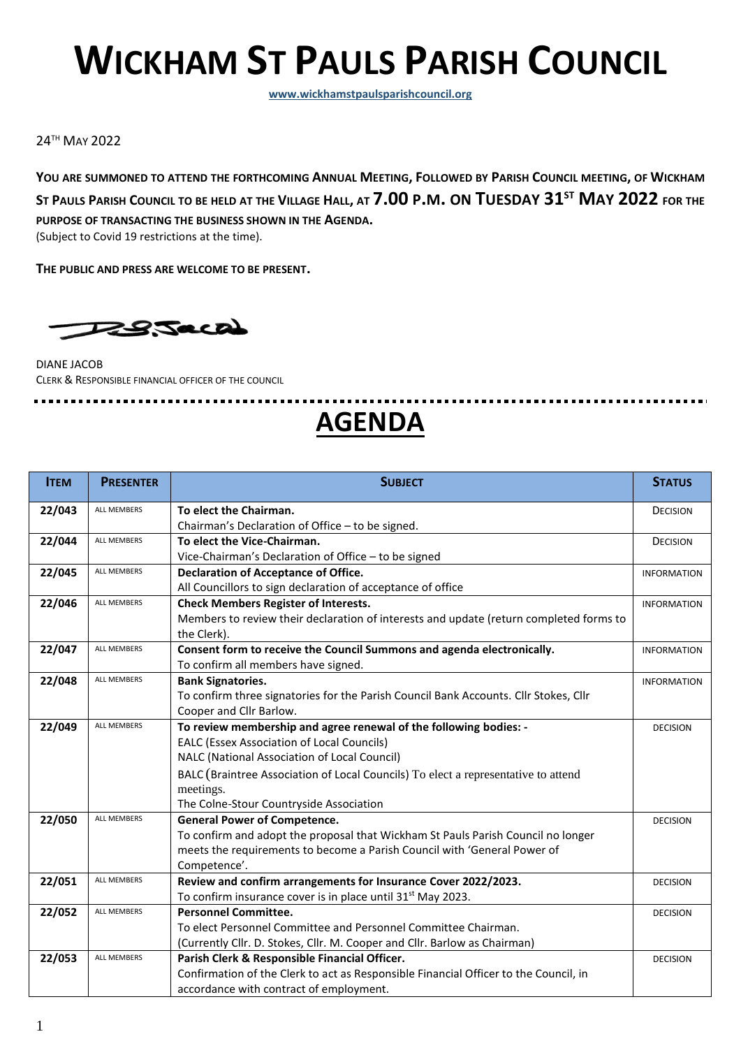# WICKHAM ST PAULS PARISH COUNCIL

**www.wickhamstpaulsparishcouncil.org**

24TH MAY 2022

**YOU ARE SUMMONED TO ATTEND THE FORTHCOMING ANNUAL MEETING, FOLLOWED BY PARISH COUNCIL MEETING, OF WICKHAM ST PAULS PARISH COUNCIL TO BE HELD AT THE VILLAGE HALL, AT 7.00 P.M. ON TUESDAY 31ST MAY 2022 FOR THE PURPOSE OF TRANSACTING THE BUSINESS SHOWN IN THE AGENDA.**
(Subject to Covid 19 restrictions at the time).

**THE PUBLIC AND PRESS ARE WELCOME TO BE PRESENT.**

DIANE JACOB
CLERK & RESPONSIBLE FINANCIAL OFFICER OF THE COUNCIL

---

## AGENDA

| ITEM | PRESENTER | SUBJECT | STATUS |
|---|---|---|---|
| 22/043 | ALL MEMBERS | **To elect the Chairman.**<br>Chairman's Declaration of Office – to be signed. | DECISION |
| 22/044 | ALL MEMBERS | **To elect the Vice-Chairman.**<br>Vice-Chairman's Declaration of Office – to be signed | DECISION |
| 22/045 | ALL MEMBERS | **Declaration of Acceptance of Office.**<br>All Councillors to sign declaration of acceptance of office | INFORMATION |
| 22/046 | ALL MEMBERS | **Check Members Register of Interests.**<br>Members to review their declaration of interests and update (return completed forms to the Clerk). | INFORMATION |
| 22/047 | ALL MEMBERS | **Consent form to receive the Council Summons and agenda electronically.**<br>To confirm all members have signed. | INFORMATION |
| 22/048 | ALL MEMBERS | **Bank Signatories.**<br>To confirm three signatories for the Parish Council Bank Accounts. Cllr Stokes, Cllr Cooper and Cllr Barlow. | INFORMATION |
| 22/049 | ALL MEMBERS | **To review membership and agree renewal of the following bodies: -**<br>EALC (Essex Association of Local Councils)<br>NALC (National Association of Local Council)<br>BALC (Braintree Association of Local Councils) To elect a representative to attend meetings.<br>The Colne-Stour Countryside Association | DECISION |
| 22/050 | ALL MEMBERS | **General Power of Competence.**<br>To confirm and adopt the proposal that Wickham St Pauls Parish Council no longer meets the requirements to become a Parish Council with 'General Power of Competence'. | DECISION |
| 22/051 | ALL MEMBERS | **Review and confirm arrangements for Insurance Cover 2022/2023.**<br>To confirm insurance cover is in place until 31st May 2023. | DECISION |
| 22/052 | ALL MEMBERS | **Personnel Committee.**<br>To elect Personnel Committee and Personnel Committee Chairman.<br>(Currently Cllr. D. Stokes, Cllr. M. Cooper and Cllr. Barlow as Chairman) | DECISION |
| 22/053 | ALL MEMBERS | **Parish Clerk & Responsible Financial Officer.**<br>Confirmation of the Clerk to act as Responsible Financial Officer to the Council, in accordance with contract of employment. | DECISION |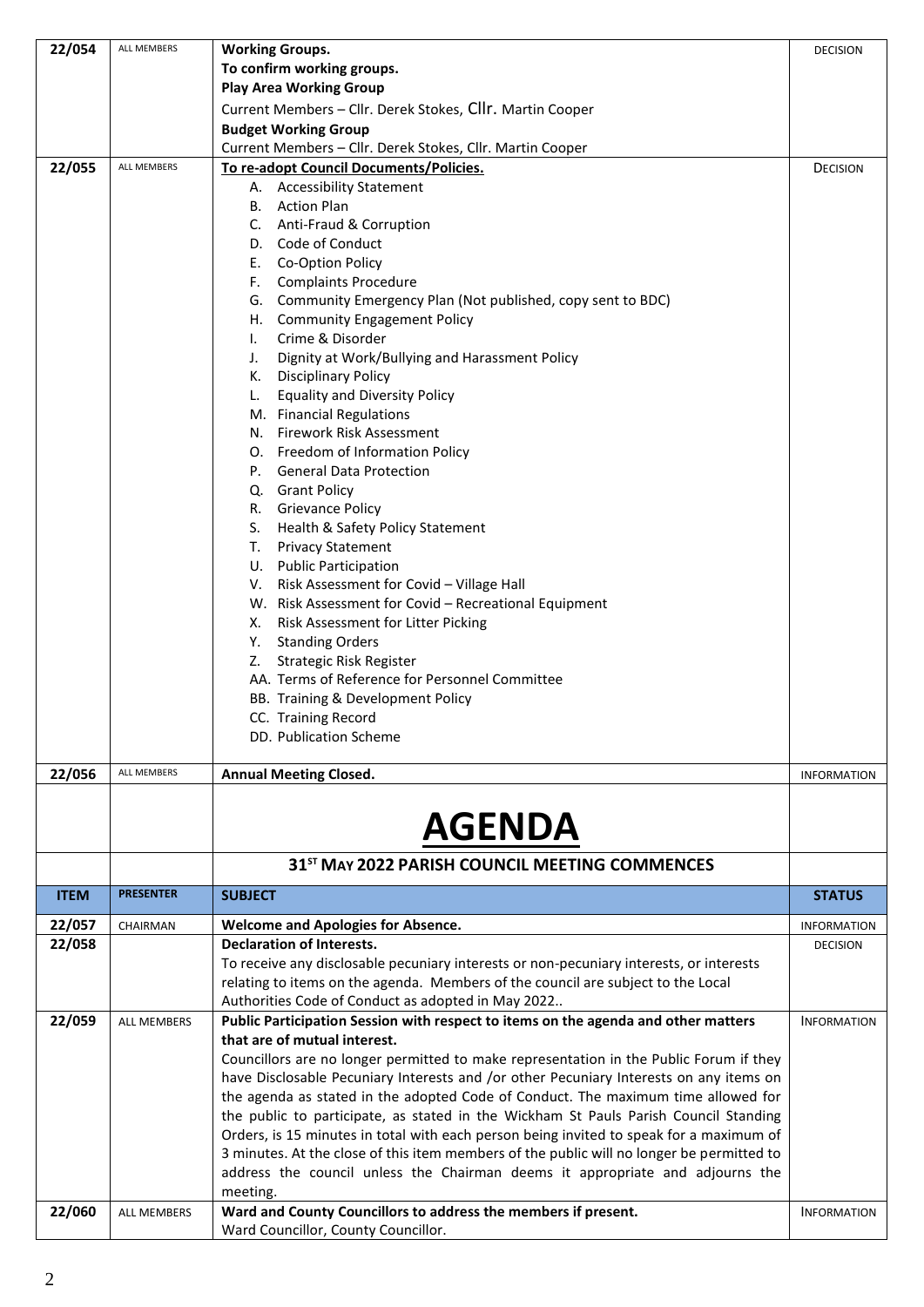| 22/054 | ALL MEMBERS | **Working Groups.**<br>**To confirm working groups.**<br>**Play Area Working Group**<br>Current Members – Cllr. Derek Stokes, Cllr. Martin Cooper<br>**Budget Working Group**<br>Current Members – Cllr. Derek Stokes, Cllr. Martin Cooper | DECISION |
|---|---|---|---|
| 22/055 | ALL MEMBERS | **To re-adopt Council Documents/Policies.**<br>A. Accessibility Statement<br>B. Action Plan<br>C. Anti-Fraud & Corruption<br>D. Code of Conduct<br>E. Co-Option Policy<br>F. Complaints Procedure<br>G. Community Emergency Plan (Not published, copy sent to BDC)<br>H. Community Engagement Policy<br>I. Crime & Disorder<br>J. Dignity at Work/Bullying and Harassment Policy<br>K. Disciplinary Policy<br>L. Equality and Diversity Policy<br>M. Financial Regulations<br>N. Firework Risk Assessment<br>O. Freedom of Information Policy<br>P. General Data Protection<br>Q. Grant Policy<br>R. Grievance Policy<br>S. Health & Safety Policy Statement<br>T. Privacy Statement<br>U. Public Participation<br>V. Risk Assessment for Covid – Village Hall<br>W. Risk Assessment for Covid – Recreational Equipment<br>X. Risk Assessment for Litter Picking<br>Y. Standing Orders<br>Z. Strategic Risk Register<br>AA. Terms of Reference for Personnel Committee<br>BB. Training & Development Policy<br>CC. Training Record<br>DD. Publication Scheme | DECISION |
| 22/056 | ALL MEMBERS | **Annual Meeting Closed.** | INFORMATION |

# AGENDA

## 31ST MAY 2022 PARISH COUNCIL MEETING COMMENCES

| ITEM | PRESENTER | SUBJECT | STATUS |
|---|---|---|---|
| 22/057 | CHAIRMAN | **Welcome and Apologies for Absence.** | INFORMATION |
| 22/058 | | **Declaration of Interests.**<br>To receive any disclosable pecuniary interests or non-pecuniary interests, or interests relating to items on the agenda. Members of the council are subject to the Local Authorities Code of Conduct as adopted in May 2022.. | DECISION |
| 22/059 | ALL MEMBERS | **Public Participation Session with respect to items on the agenda and other matters that are of mutual interest.**<br>Councillors are no longer permitted to make representation in the Public Forum if they have Disclosable Pecuniary Interests and /or other Pecuniary Interests on any items on the agenda as stated in the adopted Code of Conduct. The maximum time allowed for the public to participate, as stated in the Wickham St Pauls Parish Council Standing Orders, is 15 minutes in total with each person being invited to speak for a maximum of 3 minutes. At the close of this item members of the public will no longer be permitted to address the council unless the Chairman deems it appropriate and adjourns the meeting. | INFORMATION |
| 22/060 | ALL MEMBERS | **Ward and County Councillors to address the members if present.**<br>Ward Councillor, County Councillor. | INFORMATION |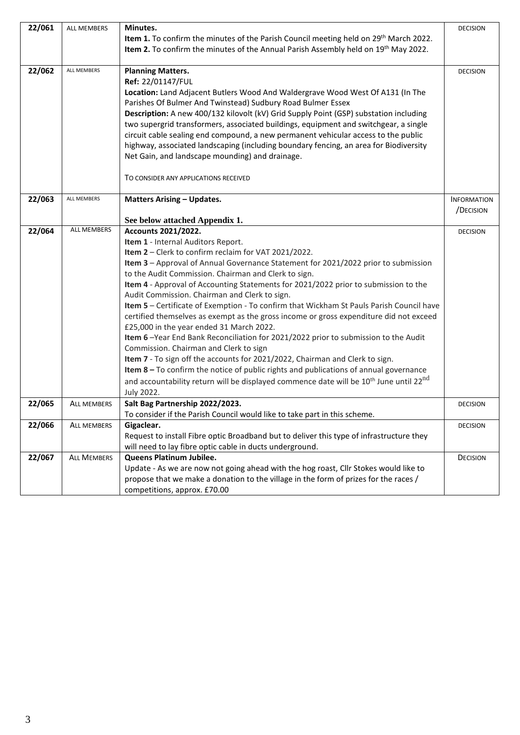| | | | |
|---|---|---|---|
| **22/061** | ALL MEMBERS | **Minutes.**<br>**Item 1.** To confirm the minutes of the Parish Council meeting held on 29th March 2022.<br>**Item 2.** To confirm the minutes of the Annual Parish Assembly held on 19th May 2022. | DECISION |
| **22/062** | ALL MEMBERS | **Planning Matters.**<br>**Ref:** 22/01147/FUL<br>**Location:** Land Adjacent Butlers Wood And Waldergrave Wood West Of A131 (In The Parishes Of Bulmer And Twinstead) Sudbury Road Bulmer Essex<br>**Description:** A new 400/132 kilovolt (kV) Grid Supply Point (GSP) substation including two supergrid transformers, associated buildings, equipment and switchgear, a single circuit cable sealing end compound, a new permanent vehicular access to the public highway, associated landscaping (including boundary fencing, an area for Biodiversity Net Gain, and landscape mounding) and drainage.<br><br>TO CONSIDER ANY APPLICATIONS RECEIVED | DECISION |
| **22/063** | ALL MEMBERS | **Matters Arising – Updates.**<br><br>**See below attached Appendix 1.** | INFORMATION /DECISION |
| **22/064** | ALL MEMBERS | **Accounts 2021/2022.**<br>**Item 1** - Internal Auditors Report.<br>**Item 2** – Clerk to confirm reclaim for VAT 2021/2022.<br>**Item 3** – Approval of Annual Governance Statement for 2021/2022 prior to submission to the Audit Commission. Chairman and Clerk to sign.<br>**Item 4** - Approval of Accounting Statements for 2021/2022 prior to submission to the Audit Commission. Chairman and Clerk to sign.<br>**Item 5** – Certificate of Exemption - To confirm that Wickham St Pauls Parish Council have certified themselves as exempt as the gross income or gross expenditure did not exceed £25,000 in the year ended 31 March 2022.<br>**Item 6** –Year End Bank Reconciliation for 2021/2022 prior to submission to the Audit Commission. Chairman and Clerk to sign<br>**Item 7** - To sign off the accounts for 2021/2022, Chairman and Clerk to sign.<br>**Item 8 –** To confirm the notice of public rights and publications of annual governance and accountability return will be displayed commence date will be 10th June until 22nd July 2022. | DECISION |
| **22/065** | ALL MEMBERS | **Salt Bag Partnership 2022/2023.**<br>To consider if the Parish Council would like to take part in this scheme. | DECISION |
| **22/066** | ALL MEMBERS | **Gigaclear.**<br>Request to install Fibre optic Broadband but to deliver this type of infrastructure they will need to lay fibre optic cable in ducts underground. | DECISION |
| **22/067** | ALL MEMBERS | **Queens Platinum Jubilee.**<br>Update - As we are now not going ahead with the hog roast, Cllr Stokes would like to propose that we make a donation to the village in the form of prizes for the races / competitions, approx. £70.00 | DECISION |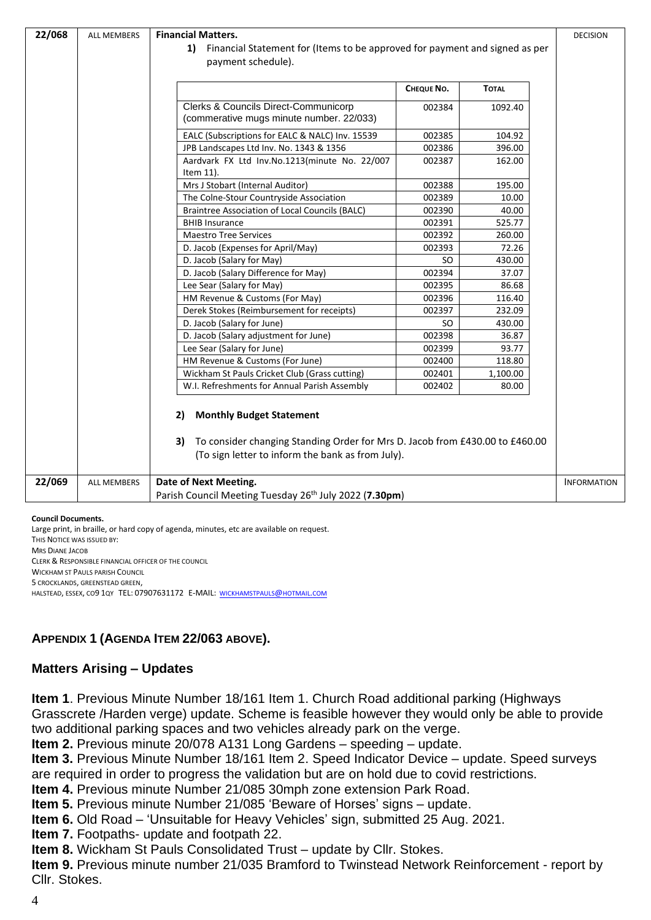| 22/068 | ALL MEMBERS | **Financial Matters.** | DECISION |
|---|---|---|---|
| | | 1) Financial Statement for (Items to be approved for payment and signed as per payment schedule). | |

| | CHEQUE NO. | TOTAL |
|---|---|---|
| Clerks & Councils Direct-Communicorp (commerative mugs minute number. 22/033) | 002384 | 1092.40 |
| EALC (Subscriptions for EALC & NALC) Inv. 15539 | 002385 | 104.92 |
| JPB Landscapes Ltd Inv. No. 1343 & 1356 | 002386 | 396.00 |
| Aardvark FX Ltd Inv.No.1213(minute No. 22/007 Item 11). | 002387 | 162.00 |
| Mrs J Stobart (Internal Auditor) | 002388 | 195.00 |
| The Colne-Stour Countryside Association | 002389 | 10.00 |
| Braintree Association of Local Councils (BALC) | 002390 | 40.00 |
| BHIB Insurance | 002391 | 525.77 |
| Maestro Tree Services | 002392 | 260.00 |
| D. Jacob (Expenses for April/May) | 002393 | 72.26 |
| D. Jacob (Salary for May) | SO | 430.00 |
| D. Jacob (Salary Difference for May) | 002394 | 37.07 |
| Lee Sear (Salary for May) | 002395 | 86.68 |
| HM Revenue & Customs (For May) | 002396 | 116.40 |
| Derek Stokes (Reimbursement for receipts) | 002397 | 232.09 |
| D. Jacob (Salary for June) | SO | 430.00 |
| D. Jacob (Salary adjustment for June) | 002398 | 36.87 |
| Lee Sear (Salary for June) | 002399 | 93.77 |
| HM Revenue & Customs (For June) | 002400 | 118.80 |
| Wickham St Pauls Cricket Club (Grass cutting) | 002401 | 1,100.00 |
| W.I. Refreshments for Annual Parish Assembly | 002402 | 80.00 |

2) **Monthly Budget Statement**

3) To consider changing Standing Order for Mrs D. Jacob from £430.00 to £460.00 (To sign letter to inform the bank as from July).

| 22/069 | ALL MEMBERS | **Date of Next Meeting.** Parish Council Meeting Tuesday 26th July 2022 (**7.30pm**) | INFORMATION |
|---|---|---|---|

**Council Documents.**
Large print, in braille, or hard copy of agenda, minutes, etc are available on request.
THIS NOTICE WAS ISSUED BY:
MRS DIANE JACOB
CLERK & RESPONSIBLE FINANCIAL OFFICER OF THE COUNCIL
WICKHAM ST PAULS PARISH COUNCIL
5 CROCKLANDS, GREENSTEAD GREEN,
HALSTEAD, ESSEX, CO9 1QY TEL: 07907631172 E-MAIL: WICKHAMSTPAULS@HOTMAIL.COM

## APPENDIX 1 (AGENDA ITEM 22/063 ABOVE).

### Matters Arising – Updates

**Item 1**. Previous Minute Number 18/161 Item 1. Church Road additional parking (Highways Grasscrete /Harden verge) update. Scheme is feasible however they would only be able to provide two additional parking spaces and two vehicles already park on the verge.

**Item 2.** Previous minute 20/078 A131 Long Gardens – speeding – update.

**Item 3.** Previous Minute Number 18/161 Item 2. Speed Indicator Device – update. Speed surveys are required in order to progress the validation but are on hold due to covid restrictions.

**Item 4.** Previous minute Number 21/085 30mph zone extension Park Road.

**Item 5.** Previous minute Number 21/085 'Beware of Horses' signs – update.

**Item 6.** Old Road – 'Unsuitable for Heavy Vehicles' sign, submitted 25 Aug. 2021.

**Item 7.** Footpaths- update and footpath 22.

**Item 8.** Wickham St Pauls Consolidated Trust – update by Cllr. Stokes.

**Item 9.** Previous minute number 21/035 Bramford to Twinstead Network Reinforcement - report by Cllr. Stokes.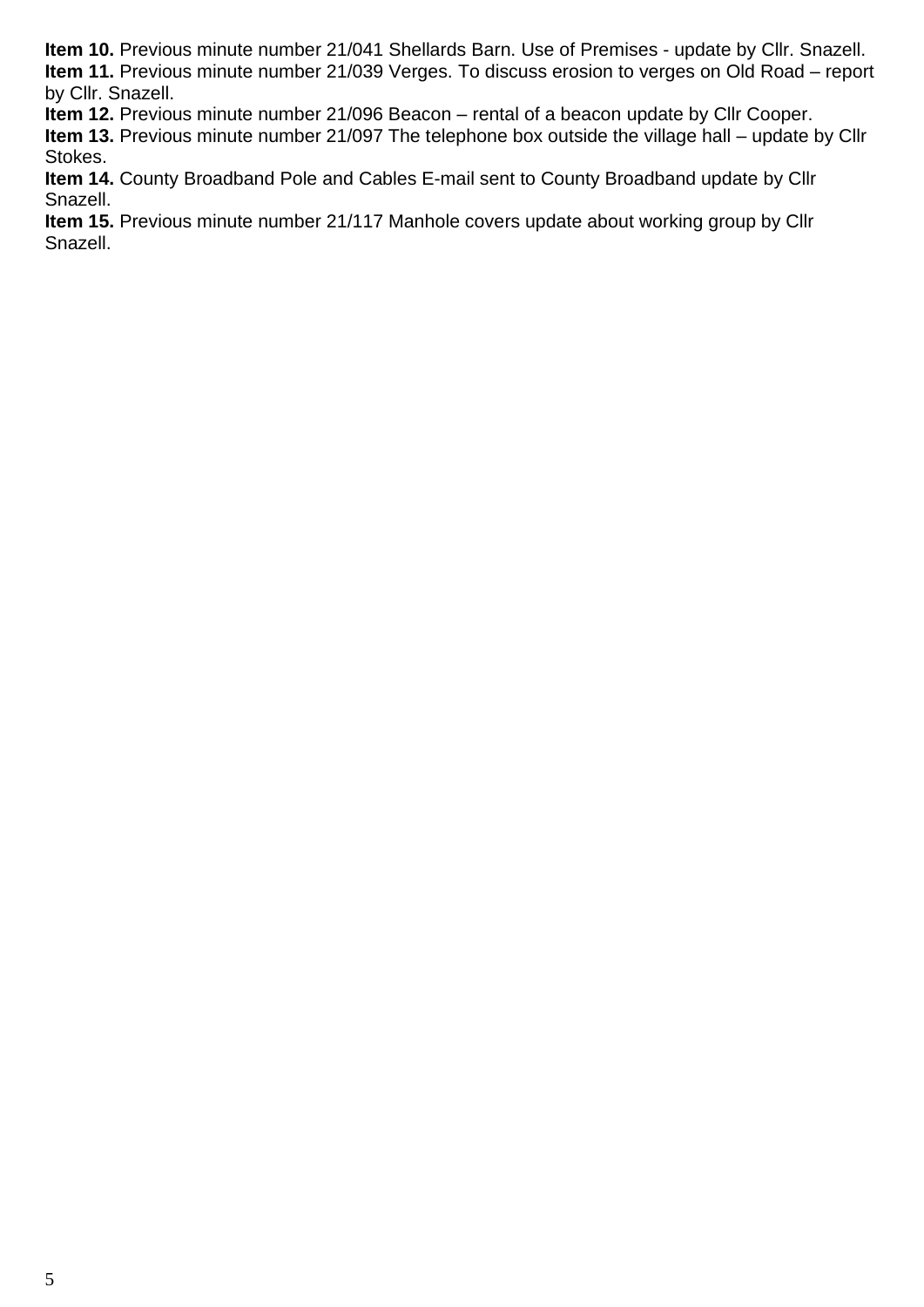**Item 10.** Previous minute number 21/041 Shellards Barn. Use of Premises - update by Cllr. Snazell.

**Item 11.** Previous minute number 21/039 Verges. To discuss erosion to verges on Old Road – report by Cllr. Snazell.

**Item 12.** Previous minute number 21/096 Beacon – rental of a beacon update by Cllr Cooper.

**Item 13.** Previous minute number 21/097 The telephone box outside the village hall – update by Cllr Stokes.

**Item 14.** County Broadband Pole and Cables E-mail sent to County Broadband update by Cllr Snazell.

**Item 15.** Previous minute number 21/117 Manhole covers update about working group by Cllr Snazell.